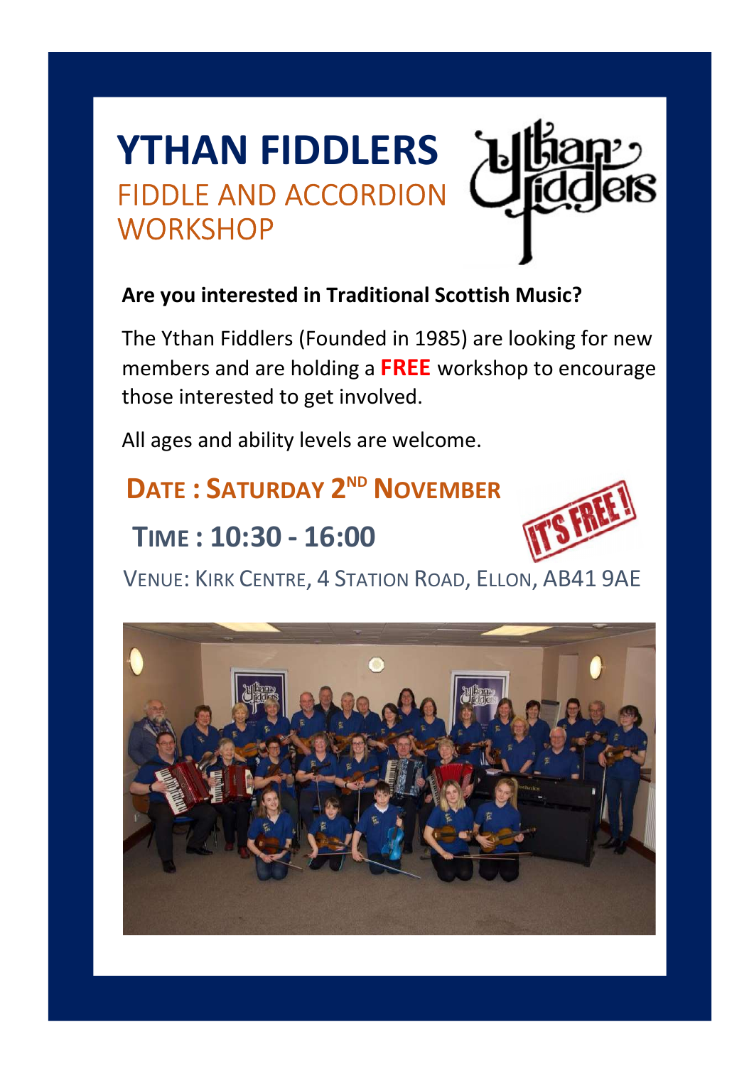# YTHAN FIDDLERS

## FIDDLE AND ACCORDION WORKSHOP

**Are you interested in Traditional Scottish Music?**

The Ythan Fiddlers (Founded in 1985) are looking for new members and are holding a **FREE** workshop to encourage those interested to get involved.

All ages and ability levels are welcome.

**DATE : SATURDAY 2ND NOVEMBER**

**TIME : 10:30 - 16:00**

IT'S FREE!

VENUE: KIRK CENTRE, 4 STATION ROAD, ELLON, AB41 9AE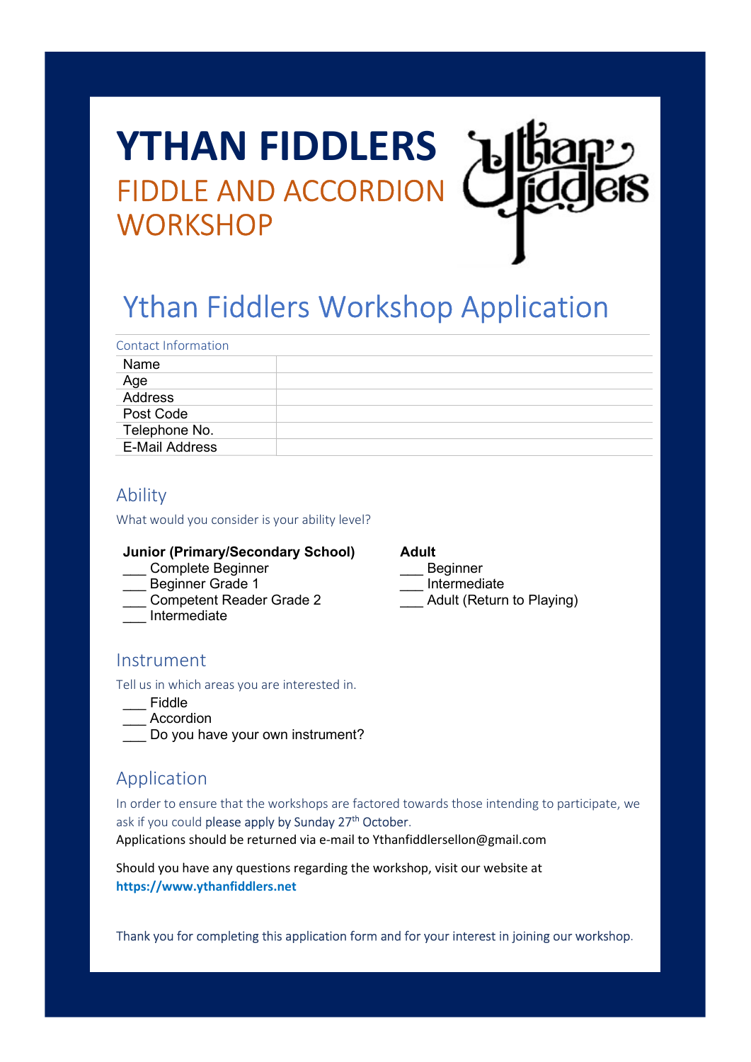# YTHAN FIDDLERS

## FIDDLE AND ACCORDION WORKSHOP

# Ythan Fiddlers Workshop Application

| Contact Information | |
|---|---|
| Name | |
| Age | |
| Address | |
| Post Code | |
| Telephone No. | |
| E-Mail Address | |

## Ability

What would you consider is your ability level?

**Junior (Primary/Secondary School)**

___ Complete Beginner
___ Beginner Grade 1
___ Competent Reader Grade 2
___ Intermediate

**Adult**

___ Beginner
___ Intermediate
___ Adult (Return to Playing)

## Instrument

Tell us in which areas you are interested in.

___ Fiddle
___ Accordion
___ Do you have your own instrument?

## Application

In order to ensure that the workshops are factored towards those intending to participate, we ask if you could please apply by Sunday 27th October.

Applications should be returned via e-mail to Ythanfiddlersellon@gmail.com

Should you have any questions regarding the workshop, visit our website at **https://www.ythanfiddlers.net**

Thank you for completing this application form and for your interest in joining our workshop.